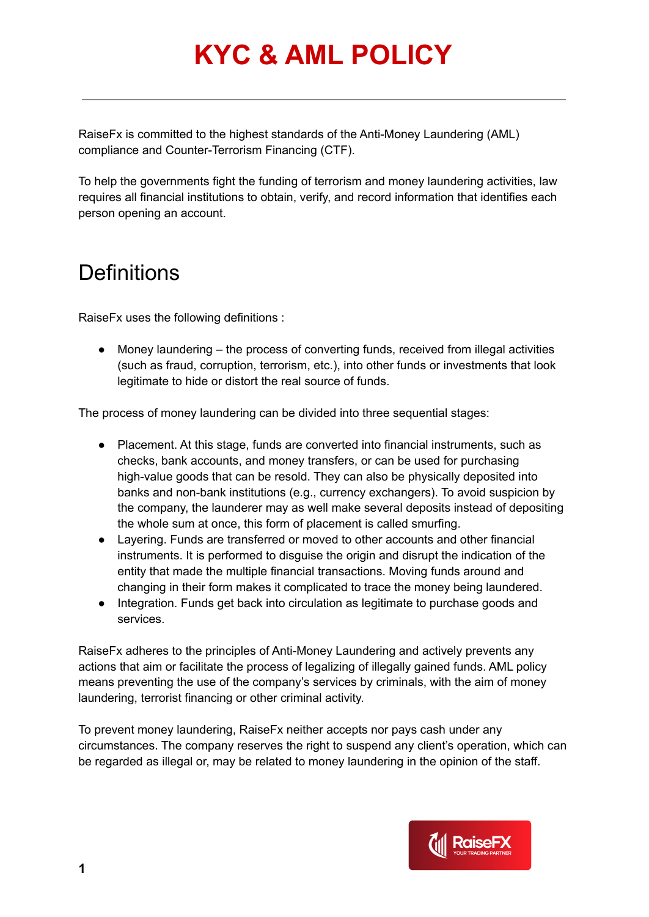# KYC & AML POLICY

RaiseFx is committed to the highest standards of the Anti-Money Laundering (AML) compliance and Counter-Terrorism Financing (CTF).

To help the governments fight the funding of terrorism and money laundering activities, law requires all financial institutions to obtain, verify, and record information that identifies each person opening an account.

## Definitions

RaiseFx uses the following definitions :

- Money laundering – the process of converting funds, received from illegal activities (such as fraud, corruption, terrorism, etc.), into other funds or investments that look legitimate to hide or distort the real source of funds.

The process of money laundering can be divided into three sequential stages:

- Placement. At this stage, funds are converted into financial instruments, such as checks, bank accounts, and money transfers, or can be used for purchasing high-value goods that can be resold. They can also be physically deposited into banks and non-bank institutions (e.g., currency exchangers). To avoid suspicion by the company, the launderer may as well make several deposits instead of depositing the whole sum at once, this form of placement is called smurfing.
- Layering. Funds are transferred or moved to other accounts and other financial instruments. It is performed to disguise the origin and disrupt the indication of the entity that made the multiple financial transactions. Moving funds around and changing in their form makes it complicated to trace the money being laundered.
- Integration. Funds get back into circulation as legitimate to purchase goods and services.

RaiseFx adheres to the principles of Anti-Money Laundering and actively prevents any actions that aim or facilitate the process of legalizing of illegally gained funds. AML policy means preventing the use of the company's services by criminals, with the aim of money laundering, terrorist financing or other criminal activity.

To prevent money laundering, RaiseFx neither accepts nor pays cash under any circumstances. The company reserves the right to suspend any client's operation, which can be regarded as illegal or, may be related to money laundering in the opinion of the staff.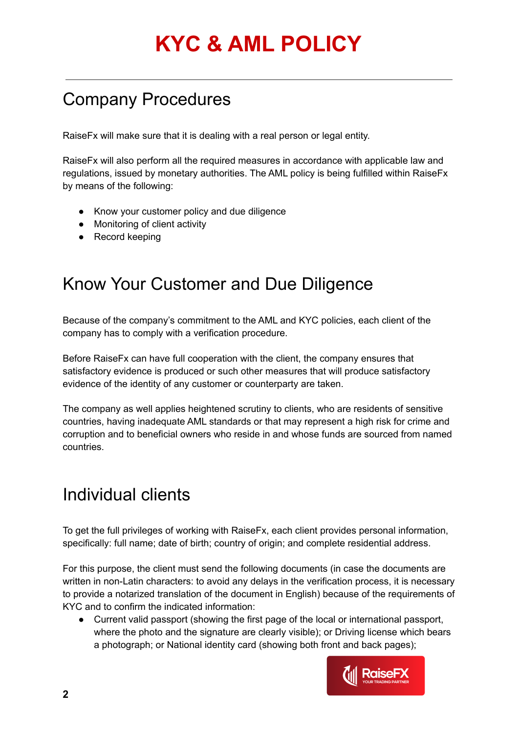# KYC & AML POLICY

## Company Procedures

RaiseFx will make sure that it is dealing with a real person or legal entity.

RaiseFx will also perform all the required measures in accordance with applicable law and regulations, issued by monetary authorities. The AML policy is being fulfilled within RaiseFx by means of the following:

- Know your customer policy and due diligence
- Monitoring of client activity
- Record keeping

## Know Your Customer and Due Diligence

Because of the company's commitment to the AML and KYC policies, each client of the company has to comply with a verification procedure.

Before RaiseFx can have full cooperation with the client, the company ensures that satisfactory evidence is produced or such other measures that will produce satisfactory evidence of the identity of any customer or counterparty are taken.

The company as well applies heightened scrutiny to clients, who are residents of sensitive countries, having inadequate AML standards or that may represent a high risk for crime and corruption and to beneficial owners who reside in and whose funds are sourced from named countries.

## Individual clients

To get the full privileges of working with RaiseFx, each client provides personal information, specifically: full name; date of birth; country of origin; and complete residential address.

For this purpose, the client must send the following documents (in case the documents are written in non-Latin characters: to avoid any delays in the verification process, it is necessary to provide a notarized translation of the document in English) because of the requirements of KYC and to confirm the indicated information:

- Current valid passport (showing the first page of the local or international passport, where the photo and the signature are clearly visible); or Driving license which bears a photograph; or National identity card (showing both front and back pages);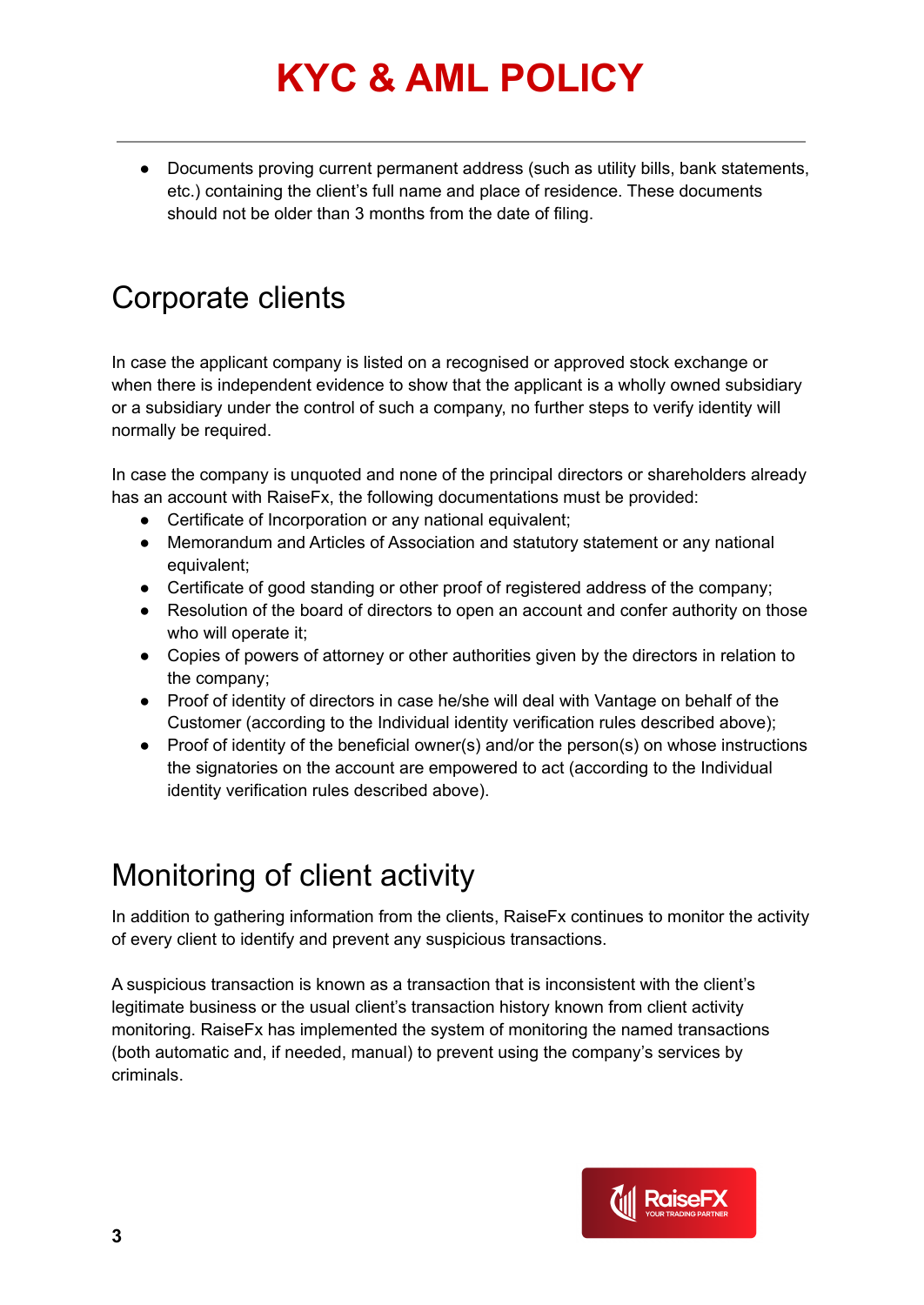- Documents proving current permanent address (such as utility bills, bank statements, etc.) containing the client's full name and place of residence. These documents should not be older than 3 months from the date of filing.

## Corporate clients

In case the applicant company is listed on a recognised or approved stock exchange or when there is independent evidence to show that the applicant is a wholly owned subsidiary or a subsidiary under the control of such a company, no further steps to verify identity will normally be required.

In case the company is unquoted and none of the principal directors or shareholders already has an account with RaiseFx, the following documentations must be provided:

- Certificate of Incorporation or any national equivalent;
- Memorandum and Articles of Association and statutory statement or any national equivalent;
- Certificate of good standing or other proof of registered address of the company;
- Resolution of the board of directors to open an account and confer authority on those who will operate it;
- Copies of powers of attorney or other authorities given by the directors in relation to the company;
- Proof of identity of directors in case he/she will deal with Vantage on behalf of the Customer (according to the Individual identity verification rules described above);
- Proof of identity of the beneficial owner(s) and/or the person(s) on whose instructions the signatories on the account are empowered to act (according to the Individual identity verification rules described above).

## Monitoring of client activity

In addition to gathering information from the clients, RaiseFx continues to monitor the activity of every client to identify and prevent any suspicious transactions.

A suspicious transaction is known as a transaction that is inconsistent with the client's legitimate business or the usual client's transaction history known from client activity monitoring. RaiseFx has implemented the system of monitoring the named transactions (both automatic and, if needed, manual) to prevent using the company's services by criminals.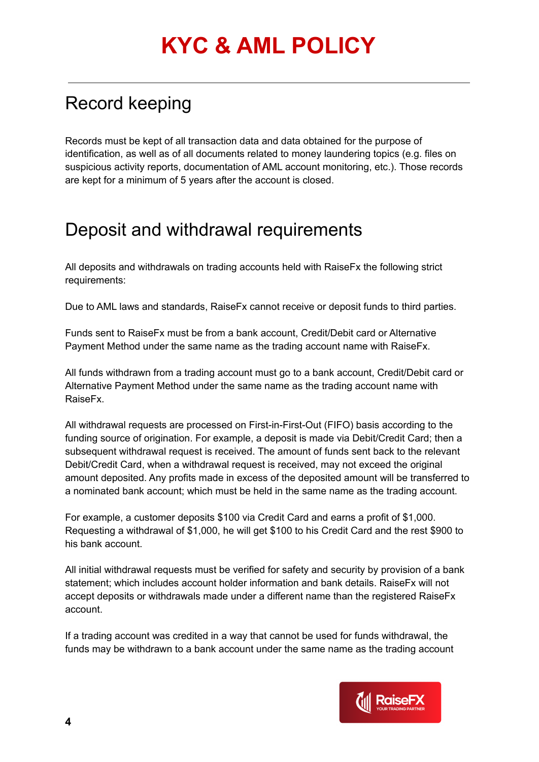# KYC & AML POLICY

## Record keeping

Records must be kept of all transaction data and data obtained for the purpose of identification, as well as of all documents related to money laundering topics (e.g. files on suspicious activity reports, documentation of AML account monitoring, etc.). Those records are kept for a minimum of 5 years after the account is closed.

## Deposit and withdrawal requirements

All deposits and withdrawals on trading accounts held with RaiseFx the following strict requirements:

Due to AML laws and standards, RaiseFx cannot receive or deposit funds to third parties.

Funds sent to RaiseFx must be from a bank account, Credit/Debit card or Alternative Payment Method under the same name as the trading account name with RaiseFx.

All funds withdrawn from a trading account must go to a bank account, Credit/Debit card or Alternative Payment Method under the same name as the trading account name with RaiseFx.

All withdrawal requests are processed on First-in-First-Out (FIFO) basis according to the funding source of origination. For example, a deposit is made via Debit/Credit Card; then a subsequent withdrawal request is received. The amount of funds sent back to the relevant Debit/Credit Card, when a withdrawal request is received, may not exceed the original amount deposited. Any profits made in excess of the deposited amount will be transferred to a nominated bank account; which must be held in the same name as the trading account.

For example, a customer deposits $100 via Credit Card and earns a profit of $1,000. Requesting a withdrawal of $1,000, he will get $100 to his Credit Card and the rest $900 to his bank account.

All initial withdrawal requests must be verified for safety and security by provision of a bank statement; which includes account holder information and bank details. RaiseFx will not accept deposits or withdrawals made under a different name than the registered RaiseFx account.

If a trading account was credited in a way that cannot be used for funds withdrawal, the funds may be withdrawn to a bank account under the same name as the trading account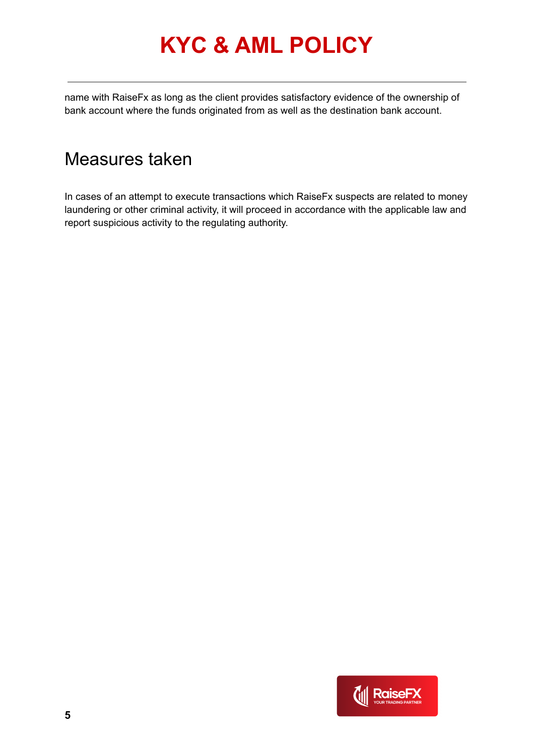name with RaiseFx as long as the client provides satisfactory evidence of the ownership of bank account where the funds originated from as well as the destination bank account.

## Measures taken

In cases of an attempt to execute transactions which RaiseFx suspects are related to money laundering or other criminal activity, it will proceed in accordance with the applicable law and report suspicious activity to the regulating authority.